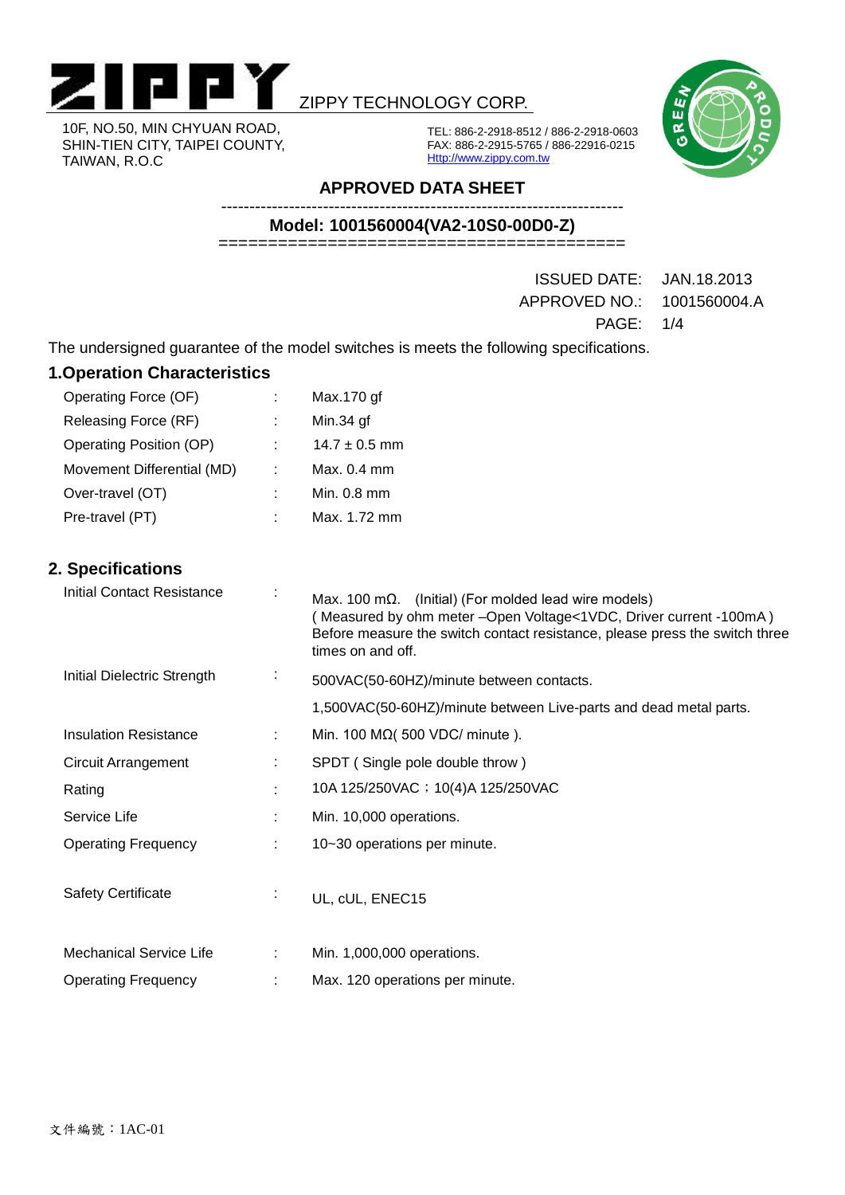ZIPPY TECHNOLOGY CORP.

10F, NO.50, MIN CHYUAN ROAD,
SHIN-TIEN CITY, TAIPEI COUNTY,
TAIWAN, R.O.C

TEL: 886-2-2918-8512 / 886-2-2918-0603
FAX: 886-2-2915-5765 / 886-22916-0215
Http://www.zippy.com.tw

## APPROVED DATA SHEET

### Model: 1001560004(VA2-10S0-00D0-Z)

ISSUED DATE: JAN.18.2013
APPROVED NO.: 1001560004.A
PAGE: 1/4

The undersigned guarantee of the model switches is meets the following specifications.

## 1.Operation Characteristics

| | | |
|---|---|---|
| Operating Force (OF) | : | Max.170 gf |
| Releasing Force (RF) | : | Min.34 gf |
| Operating Position (OP) | : | 14.7 ± 0.5 mm |
| Movement Differential (MD) | : | Max. 0.4 mm |
| Over-travel (OT) | : | Min. 0.8 mm |
| Pre-travel (PT) | : | Max. 1.72 mm |

## 2. Specifications

| | | |
|---|---|---|
| Initial Contact Resistance | : | Max. 100 mΩ. (Initial) (For molded lead wire models)<br>( Measured by ohm meter –Open Voltage<1VDC, Driver current -100mA )<br>Before measure the switch contact resistance, please press the switch three times on and off. |
| Initial Dielectric Strength | : | 500VAC(50-60HZ)/minute between contacts.<br>1,500VAC(50-60HZ)/minute between Live-parts and dead metal parts. |
| Insulation Resistance | : | Min. 100 MΩ( 500 VDC/ minute ). |
| Circuit Arrangement | : | SPDT ( Single pole double throw ) |
| Rating | : | 10A 125/250VAC；10(4)A 125/250VAC |
| Service Life | : | Min. 10,000 operations. |
| Operating Frequency | : | 10~30 operations per minute. |
| Safety Certificate | : | UL, cUL, ENEC15 |
| Mechanical Service Life | : | Min. 1,000,000 operations. |
| Operating Frequency | : | Max. 120 operations per minute. |

文件編號：1AC-01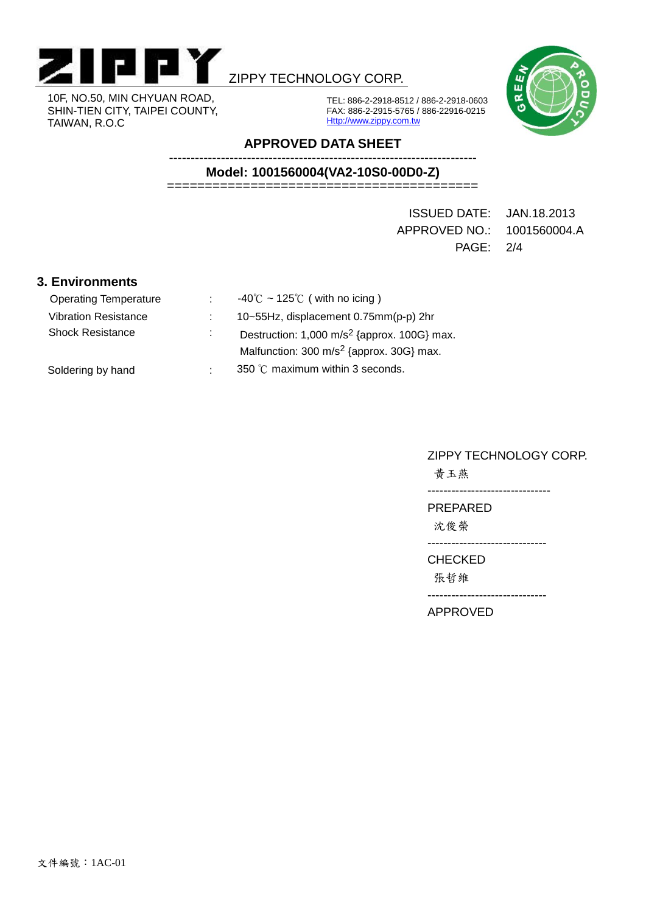ZIPPY TECHNOLOGY CORP.

10F, NO.50, MIN CHYUAN ROAD,
SHIN-TIEN CITY, TAIPEI COUNTY,
TAIWAN, R.O.C

TEL: 886-2-2918-8512 / 886-2-2918-0603
FAX: 886-2-2915-5765 / 886-22916-0215
Http://www.zippy.com.tw

## APPROVED DATA SHEET

### Model: 1001560004(VA2-10S0-00D0-Z)

ISSUED DATE: JAN.18.2013
APPROVED NO.: 1001560004.A

## 3. Environments

| | | |
|---|---|---|
| Operating Temperature | : | -40℃ ~ 125℃ ( with no icing ) |
| Vibration Resistance | : | 10~55Hz, displacement 0.75mm(p-p) 2hr |
| Shock Resistance | : | Destruction: 1,000 $m/s^2$ {approx. 100G} max.<br>Malfunction: 300 $m/s^2$ {approx. 30G} max. |
| Soldering by hand | : | 350 ℃ maximum within 3 seconds. |

ZIPPY TECHNOLOGY CORP.

黃玉燕

PREPARED

沈俊榮

CHECKED

張哲維

APPROVED

文件編號：1AC-01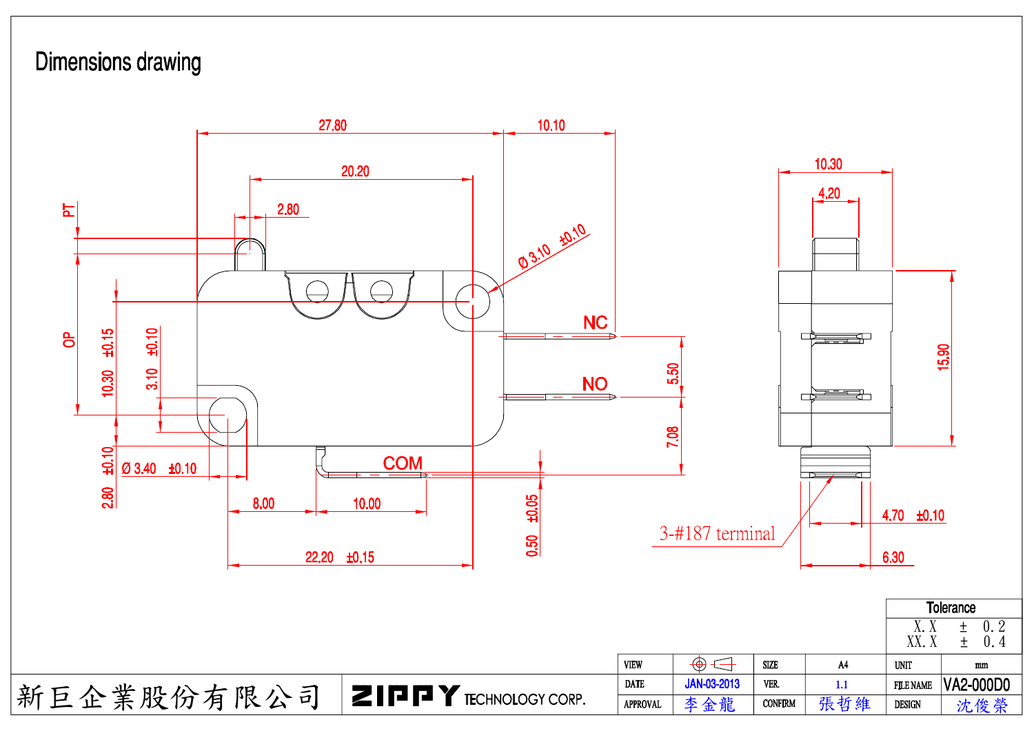# Dimensions drawing

27.80

10.10

20.20

2.80

PT

Ø 3.10 ±0.10

NC

NO

COM

OP

10.30 ±0.15

3.10 ±0.10

2.80 ±0.10

Ø 3.40 ±0.10

5.50

7.08

8.00

10.00

22.20 ±0.15

0.50 ±0.05

10.30

4.20

15.90

3-#187 terminal

4.70 ±0.10

6.30

| Tolerance | |
|---|---|
| X. X | ± 0. 2 |
| XX. X | ± 0. 4 |

| VIEW | | SIZE | A4 | UNIT | mm |
|---|---|---|---|---|---|
| DATE | JAN-03-2013 | VER. | 1.1 | FILE NAME | VA2-000D0 |
| APPROVAL | 李金龍 | CONFIRM | 張哲維 | DESIGN | 沈俊榮 |

新巨企業股份有限公司 ZIPPY TECHNOLOGY CORP.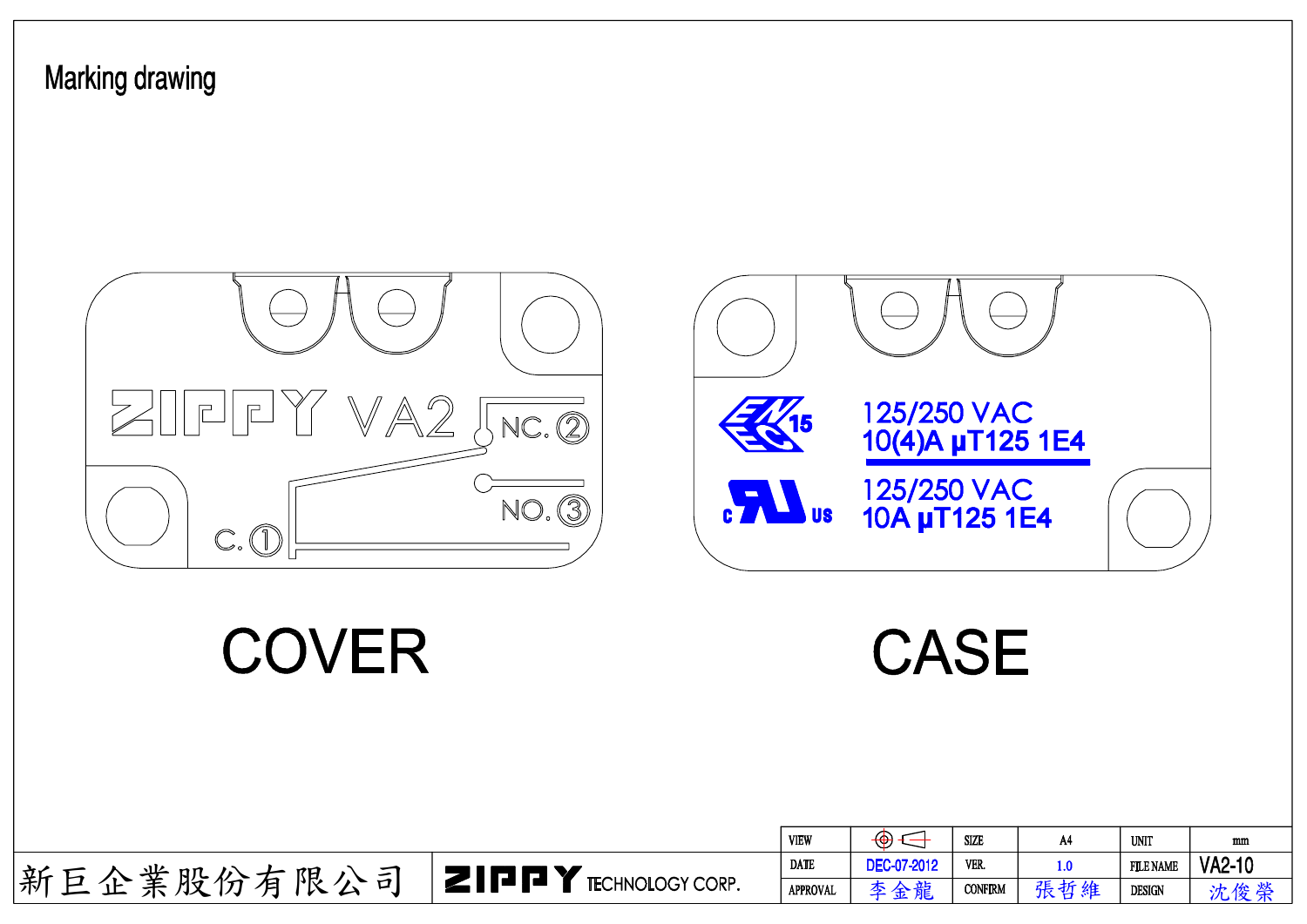# Marking drawing

ZIPPY VA2

NC. ②

NO. ③

C. ①

COVER

125/250 VAC
10(4)A μT125 1E4

125/250 VAC
10A μT125 1E4

CASE

| | | | | | | | |
|---|---|---|---|---|---|---|---|
| 新巨企業股份有限公司 | ZIPPY TECHNOLOGY CORP. | VIEW | | SIZE | A4 | UNIT | mm |
| | | DATE | DEC-07-2012 | VER. | 1.0 | FILE NAME | VA2-10 |
| | | APPROVAL | 李金龍 | CONFIRM | 張哲維 | DESIGN | 沈俊榮 |